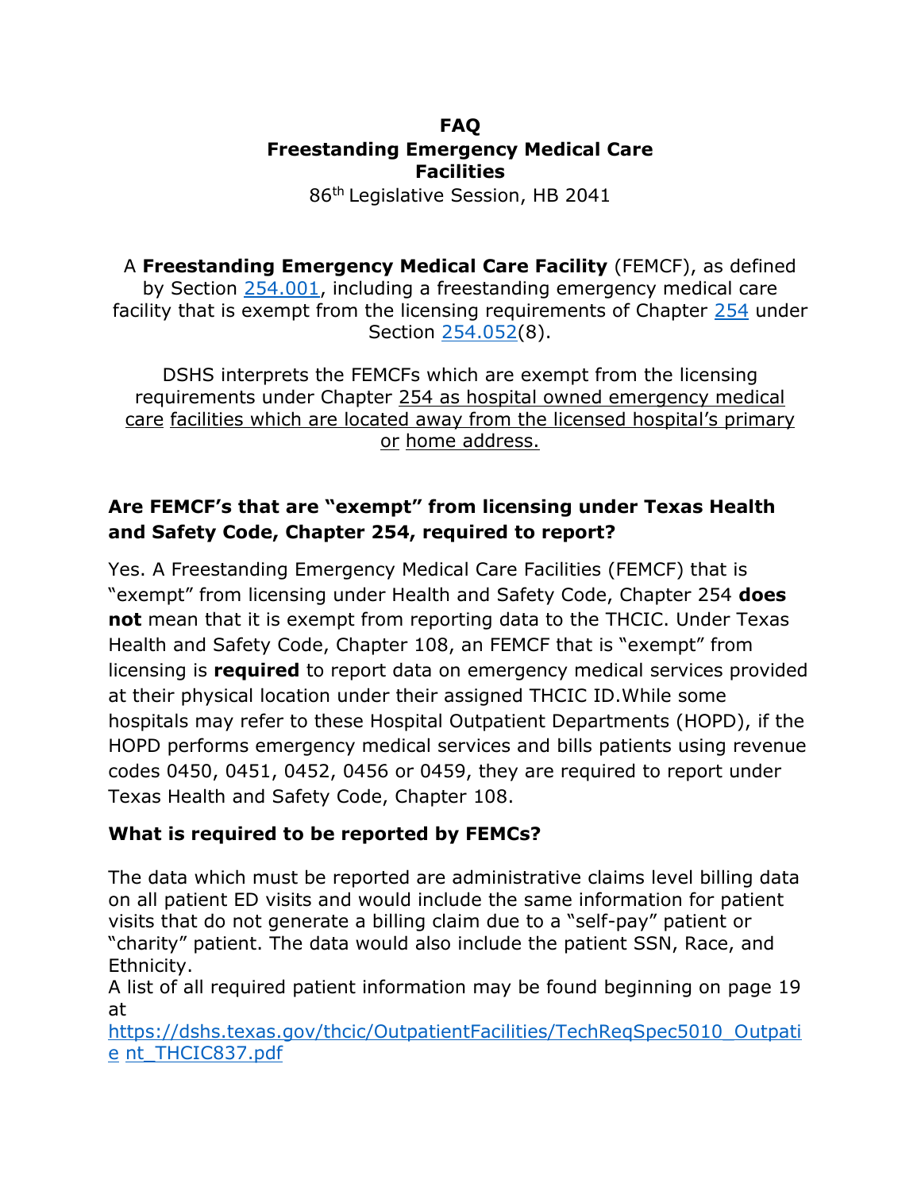# FAQ
# Freestanding Emergency Medical Care Facilities

86th Legislative Session, HB 2041

A **Freestanding Emergency Medical Care Facility** (FEMCF), as defined by Section [254.001](254.001), including a freestanding emergency medical care facility that is exempt from the licensing requirements of Chapter [254](254) under Section [254.052](254.052)(8).

DSHS interprets the FEMCFs which are exempt from the licensing requirements under Chapter 254 as hospital owned emergency medical care facilities which are located away from the licensed hospital's primary or home address.

### Are FEMCF's that are "exempt" from licensing under Texas Health and Safety Code, Chapter 254, required to report?

Yes. A Freestanding Emergency Medical Care Facilities (FEMCF) that is "exempt" from licensing under Health and Safety Code, Chapter 254 **does not** mean that it is exempt from reporting data to the THCIC. Under Texas Health and Safety Code, Chapter 108, an FEMCF that is "exempt" from licensing is **required** to report data on emergency medical services provided at their physical location under their assigned THCIC ID.While some hospitals may refer to these Hospital Outpatient Departments (HOPD), if the HOPD performs emergency medical services and bills patients using revenue codes 0450, 0451, 0452, 0456 or 0459, they are required to report under Texas Health and Safety Code, Chapter 108.

### What is required to be reported by FEMCs?

The data which must be reported are administrative claims level billing data on all patient ED visits and would include the same information for patient visits that do not generate a billing claim due to a "self-pay" patient or "charity" patient. The data would also include the patient SSN, Race, and Ethnicity.

A list of all required patient information may be found beginning on page 19 at https://dshs.texas.gov/thcic/OutpatientFacilities/TechReqSpec5010_Outpatient_THCIC837.pdf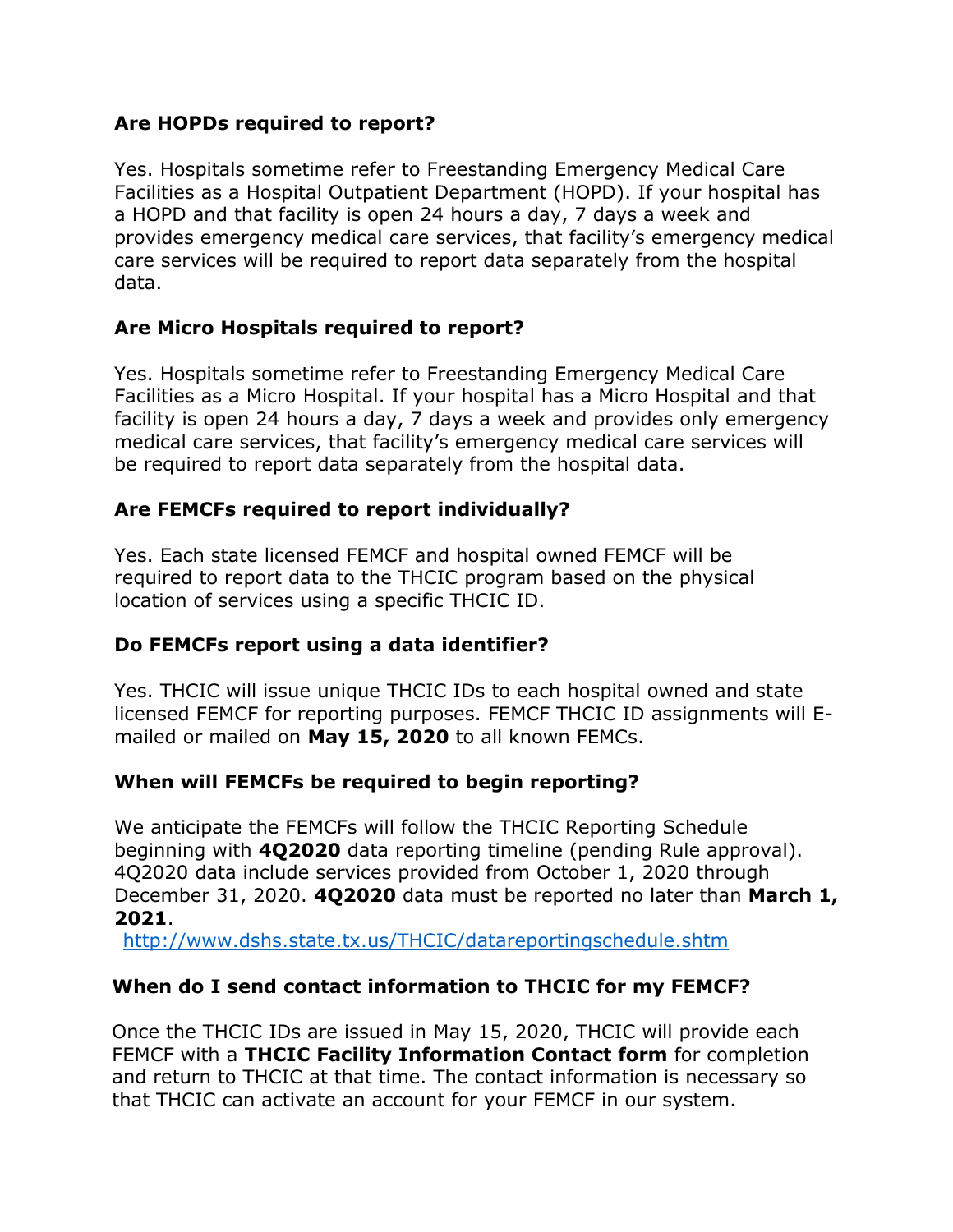### Are HOPDs required to report?

Yes. Hospitals sometime refer to Freestanding Emergency Medical Care Facilities as a Hospital Outpatient Department (HOPD). If your hospital has a HOPD and that facility is open 24 hours a day, 7 days a week and provides emergency medical care services, that facility's emergency medical care services will be required to report data separately from the hospital data.

### Are Micro Hospitals required to report?

Yes. Hospitals sometime refer to Freestanding Emergency Medical Care Facilities as a Micro Hospital. If your hospital has a Micro Hospital and that facility is open 24 hours a day, 7 days a week and provides only emergency medical care services, that facility's emergency medical care services will be required to report data separately from the hospital data.

### Are FEMCFs required to report individually?

Yes. Each state licensed FEMCF and hospital owned FEMCF will be required to report data to the THCIC program based on the physical location of services using a specific THCIC ID.

### Do FEMCFs report using a data identifier?

Yes. THCIC will issue unique THCIC IDs to each hospital owned and state licensed FEMCF for reporting purposes. FEMCF THCIC ID assignments will E-mailed or mailed on **May 15, 2020** to all known FEMCs.

### When will FEMCFs be required to begin reporting?

We anticipate the FEMCFs will follow the THCIC Reporting Schedule beginning with **4Q2020** data reporting timeline (pending Rule approval). 4Q2020 data include services provided from October 1, 2020 through December 31, 2020. **4Q2020** data must be reported no later than **March 1, 2021**.

http://www.dshs.state.tx.us/THCIC/datareportingschedule.shtm

### When do I send contact information to THCIC for my FEMCF?

Once the THCIC IDs are issued in May 15, 2020, THCIC will provide each FEMCF with a **THCIC Facility Information Contact form** for completion and return to THCIC at that time. The contact information is necessary so that THCIC can activate an account for your FEMCF in our system.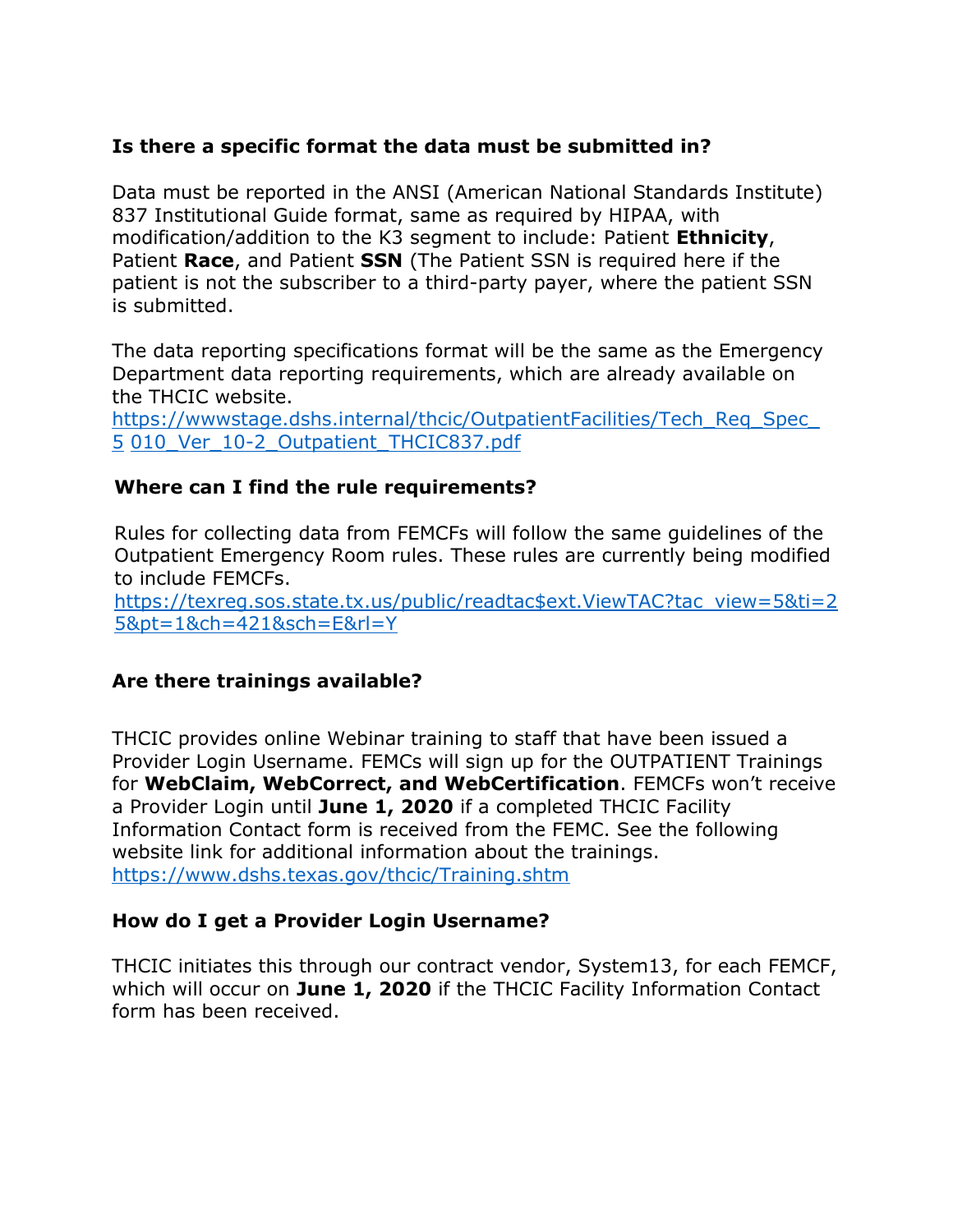**Is there a specific format the data must be submitted in?**

Data must be reported in the ANSI (American National Standards Institute) 837 Institutional Guide format, same as required by HIPAA, with modification/addition to the K3 segment to include: Patient **Ethnicity**, Patient **Race**, and Patient **SSN** (The Patient SSN is required here if the patient is not the subscriber to a third-party payer, where the patient SSN is submitted.

The data reporting specifications format will be the same as the Emergency Department data reporting requirements, which are already available on the THCIC website.
[https://wwwstage.dshs.internal/thcic/OutpatientFacilities/Tech_Req_Spec_5 010_Ver_10-2_Outpatient_THCIC837.pdf](https://wwwstage.dshs.internal/thcic/OutpatientFacilities/Tech_Req_Spec_5010_Ver_10-2_Outpatient_THCIC837.pdf)

**Where can I find the rule requirements?**

Rules for collecting data from FEMCFs will follow the same guidelines of the Outpatient Emergency Room rules. These rules are currently being modified to include FEMCFs.
[https://texreg.sos.state.tx.us/public/readtac$ext.ViewTAC?tac_view=5&ti=25&pt=1&ch=421&sch=E&rl=Y](https://texreg.sos.state.tx.us/public/readtac$ext.ViewTAC?tac_view=5&ti=25&pt=1&ch=421&sch=E&rl=Y)

**Are there trainings available?**

THCIC provides online Webinar training to staff that have been issued a Provider Login Username. FEMCs will sign up for the OUTPATIENT Trainings for **WebClaim, WebCorrect, and WebCertification**. FEMCFs won't receive a Provider Login until **June 1, 2020** if a completed THCIC Facility Information Contact form is received from the FEMC. See the following website link for additional information about the trainings.
[https://www.dshs.texas.gov/thcic/Training.shtm](https://www.dshs.texas.gov/thcic/Training.shtm)

**How do I get a Provider Login Username?**

THCIC initiates this through our contract vendor, System13, for each FEMCF, which will occur on **June 1, 2020** if the THCIC Facility Information Contact form has been received.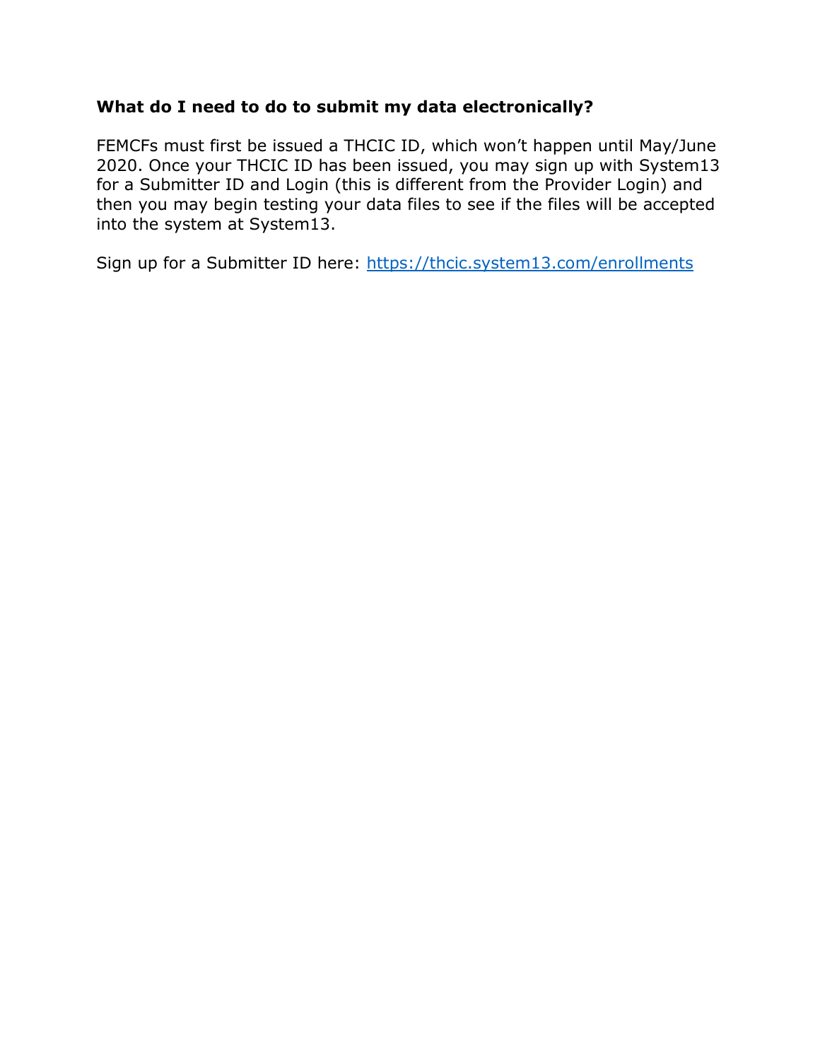**What do I need to do to submit my data electronically?**

FEMCFs must first be issued a THCIC ID, which won't happen until May/June 2020. Once your THCIC ID has been issued, you may sign up with System13 for a Submitter ID and Login (this is different from the Provider Login) and then you may begin testing your data files to see if the files will be accepted into the system at System13.

Sign up for a Submitter ID here: https://thcic.system13.com/enrollments